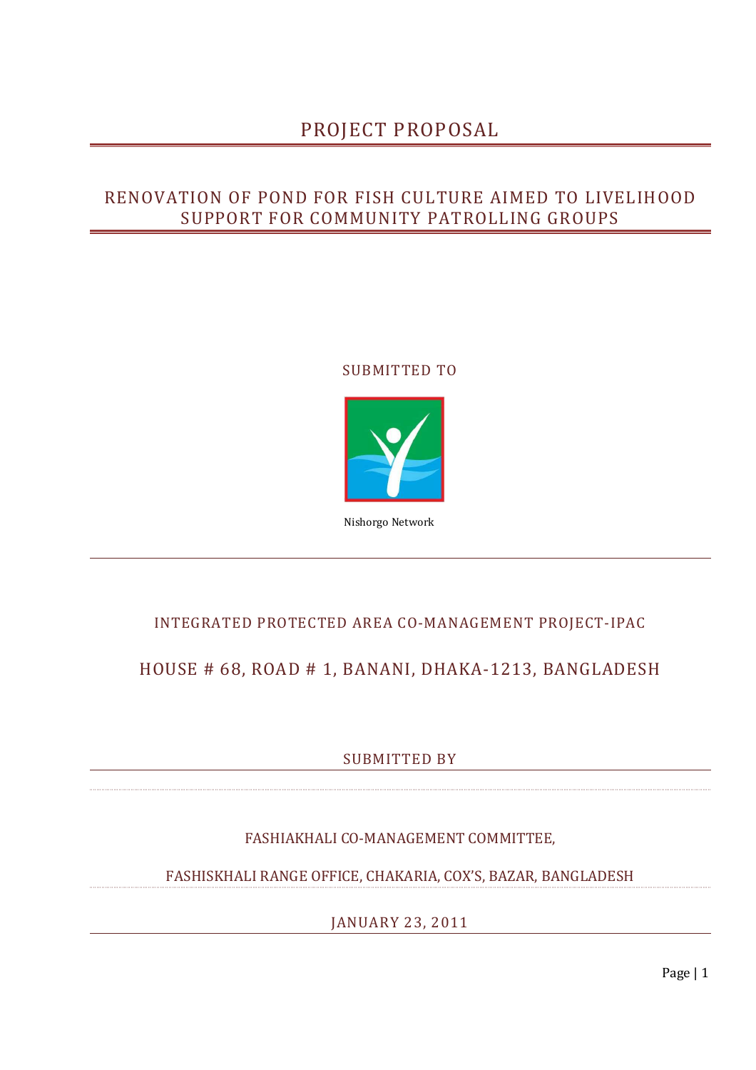# PROJECT PROPOSAL

## RENOVATION OF POND FOR FISH CULTURE AIMED TO LIVELIHOOD SUPPORT FOR COMMUNITY PATROLLING GROUPS

SUBMITTED TO

Nishorgo Network

INTEGRATED PROTECTED AREA CO-MANAGEMENT PROJECT-IPAC

HOUSE # 68, ROAD # 1, BANANI, DHAKA-1213, BANGLADESH

SUBMITTED BY

FASHIAKHALI CO-MANAGEMENT COMMITTEE,

FASHISKHALI RANGE OFFICE, CHAKARIA, COX'S, BAZAR, BANGLADESH

JANUARY 23, 2011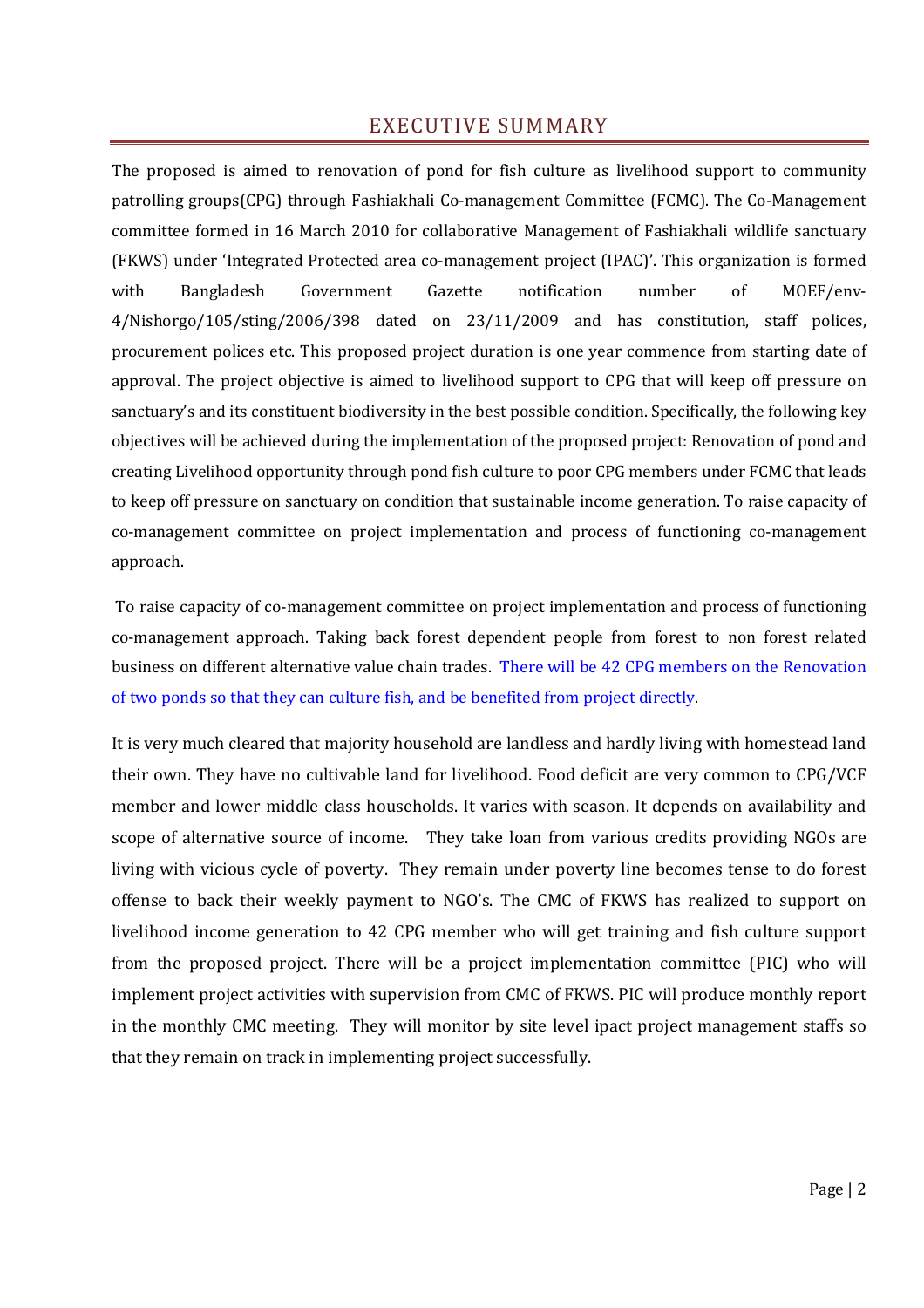# EXECUTIVE SUMMARY

The proposed is aimed to renovation of pond for fish culture as livelihood support to community patrolling groups(CPG) through Fashiakhali Co-management Committee (FCMC). The Co-Management committee formed in 16 March 2010 for collaborative Management of Fashiakhali wildlife sanctuary (FKWS) under 'Integrated Protected area co-management project (IPAC)'. This organization is formed with Bangladesh Government Gazette notification number of MOEF/env-4/Nishorgo/105/sting/2006/398 dated on 23/11/2009 and has constitution, staff polices, procurement polices etc. This proposed project duration is one year commence from starting date of approval. The project objective is aimed to livelihood support to CPG that will keep off pressure on sanctuary's and its constituent biodiversity in the best possible condition. Specifically, the following key objectives will be achieved during the implementation of the proposed project: Renovation of pond and creating Livelihood opportunity through pond fish culture to poor CPG members under FCMC that leads to keep off pressure on sanctuary on condition that sustainable income generation. To raise capacity of co-management committee on project implementation and process of functioning co-management approach.

To raise capacity of co-management committee on project implementation and process of functioning co-management approach. Taking back forest dependent people from forest to non forest related business on different alternative value chain trades. There will be 42 CPG members on the Renovation of two ponds so that they can culture fish, and be benefited from project directly.

It is very much cleared that majority household are landless and hardly living with homestead land their own. They have no cultivable land for livelihood. Food deficit are very common to CPG/VCF member and lower middle class households. It varies with season. It depends on availability and scope of alternative source of income. They take loan from various credits providing NGOs are living with vicious cycle of poverty. They remain under poverty line becomes tense to do forest offense to back their weekly payment to NGO's. The CMC of FKWS has realized to support on livelihood income generation to 42 CPG member who will get training and fish culture support from the proposed project. There will be a project implementation committee (PIC) who will implement project activities with supervision from CMC of FKWS. PIC will produce monthly report in the monthly CMC meeting. They will monitor by site level ipact project management staffs so that they remain on track in implementing project successfully.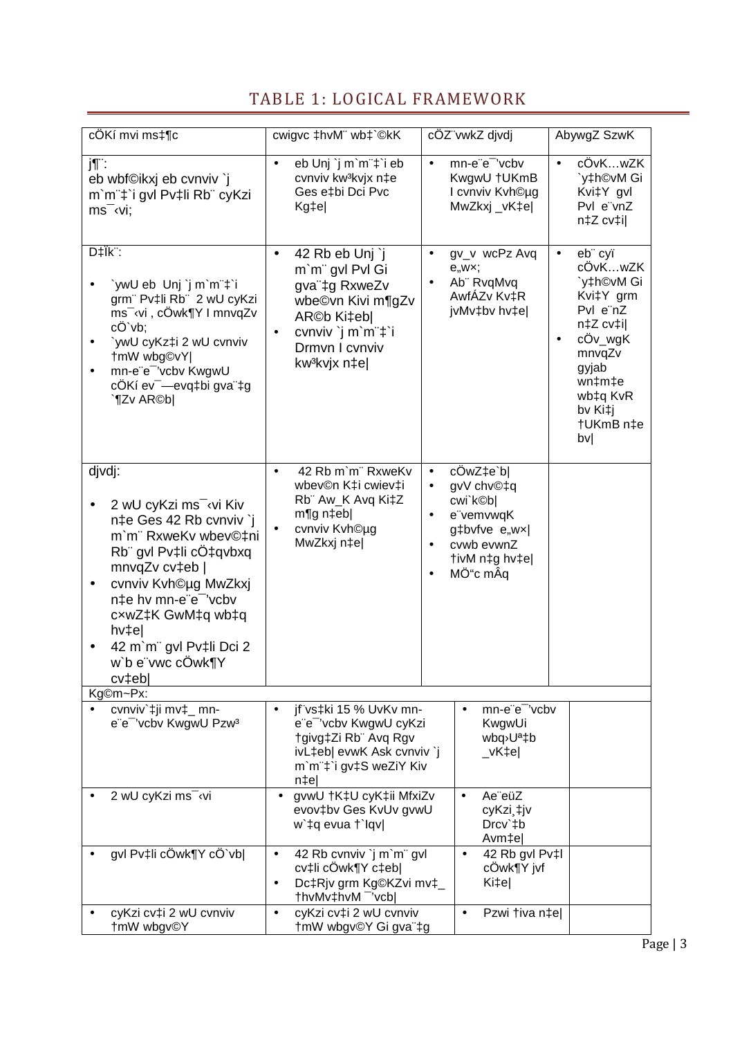# TABLE 1: LOGICAL FRAMEWORK

| cÖKí mvi ms‡¶c | cwigvc ‡hvM¨ wb‡`©kK | cÖZ¨vwkZ djvdj | AbywgZ SzwK |
|---|---|---|---|
| j¶¨:<br>eb wbf©ikxj eb cvnviv `j m`m¨‡`i gvl Pv‡li Rb¨ cyKzi ms¯‹vi; | • eb Unj `j m`m¨‡`i eb cvnviv kw³kvjx n‡e Ges e‡bi Dci Pvc Kg‡e\| | • mn-e¨e¯'vcbv KwgwU †UKmB I cvnviv Kvh©µg MwZkxj _vK‡e\| | • cÖvK…wZK `y‡h©vM Gi Kvi‡Y gvl Pvl e¨vnZ n‡Z cv‡i\| |
| D‡Ïk¨:<br>• `ywU eb Unj `j m`m¨‡`i grm¨ Pv‡li Rb¨ 2 wU cyKzi ms¯‹vi , cÖwk¶Y I mnvqZv cÖ`vb;<br>• `ywU cyKz‡i 2 wU cvnviv †mW wbg©vY\|<br>• mn-e¨e¯'vcbv KwgwU cÖKí ev¯—evq‡bi gva¨‡g `¶Zv AR©b\| | • 42 Rb eb Unj `j m`m¨ gvl Pvl Gi gva¨‡g RxweKv wbe©vn Kivi m¶gZv AR©b Ki‡eb\|<br>• cvnviv `j m`m¨‡`i Drmvn I cvnviv kw³kvjx n‡e\| | • gv_v wcPz Avq e„w×;<br>• Ab¨ RvqMvq AwfÁZv Kv‡R jvMv‡bv hv‡e\| | • eb¨ cyï cÖvK…wZK `y‡h©vM Gi Kvi‡Y grm Pvl e¨nZ n‡Z cv‡i\|<br>• cÖv_wgK mnvqZv gyjab wn‡m‡e wb‡q KvR bv Ki‡j †UKmB n‡e bv\| |
| djvdj:<br>• 2 wU cyKzi ms¯‹vi Kiv n‡e Ges 42 Rb cvnviv `j m`m¨ RxweKv wbev©‡ni Rb¨ gvl Pv‡li cÖ‡qvbxq mnvqZv cv‡eb \|<br>• cvnviv Kvh©µg MwZkxj n‡e hv mn-e¨e¯'vcbv c×wZ‡K GwM‡q wb‡q hv‡e\|<br>• 42 m`m¨ gvl Pv‡li Dci 2 w`b e¨vwc cÖwk¶Y cv‡eb\| | • 42 Rb m`m¨ RxweKv wbev©n K‡i cwiev‡ii Rb¨ Aw_K Avq Ki‡Z m¶g n‡eb\|<br>• cvnviv Kvh©µg MwZkxj n‡e\| | • cÖwZ‡e`b\|<br>• gvV chv©‡q cwi`k©b\|<br>• e¨vemvwqK g‡bvfve e„w×\|<br>• cvwb evwnZ †ivM n‡g hv‡e\|<br>• MÖ"c mÂq | |
| Kg©m~Px: | | | |
| • cvnviv`‡ji mv‡_ mn-e¨e¯'vcbv KwgwU Pzw³ | • jf¨vs‡ki 15 % UvKv mn-e¨e¯'vcbv KwgwU cyKzi †givg‡Zi Rb¨ Avq Rgv ivL‡eb\| evwK Ask cvnviv `j m`m¨‡`i gv‡S weZiY Kiv n‡e\| | • mn-e¨e¯'vcbv KwgwUi wbq›Uª‡b _vK‡e\| | |
| • 2 wU cyKzi ms¯‹vi | • gvwU †K‡U cyK‡ii MfxiZv evov‡bv Ges KvUv gvwU w`‡q evua †`Iqv\| | • Ae¨eüZ cyKzi¸‡jv Drcv`‡b Avm‡e\| | |
| • gvl Pv‡li cÖwk¶Y cÖ`vb\| | • 42 Rb cvnviv `j m`m¨ gvl cv‡li cÖwk¶Y c‡eb\|<br>• Dc‡Rjv grm Kg©KZvi mv‡_ †hvMv‡hvM ¯'vcb\| | • 42 Rb gvl Pv‡l cÖwk¶Y jvf Ki‡e\| | |
| • cyKzi cv‡i 2 wU cvnviv †mW wbgv©Y | • cyKzi cv‡i 2 wU cvnviv †mW wbgv©Y Gi gva¨‡g | • Pzwi †iva n‡e\| | |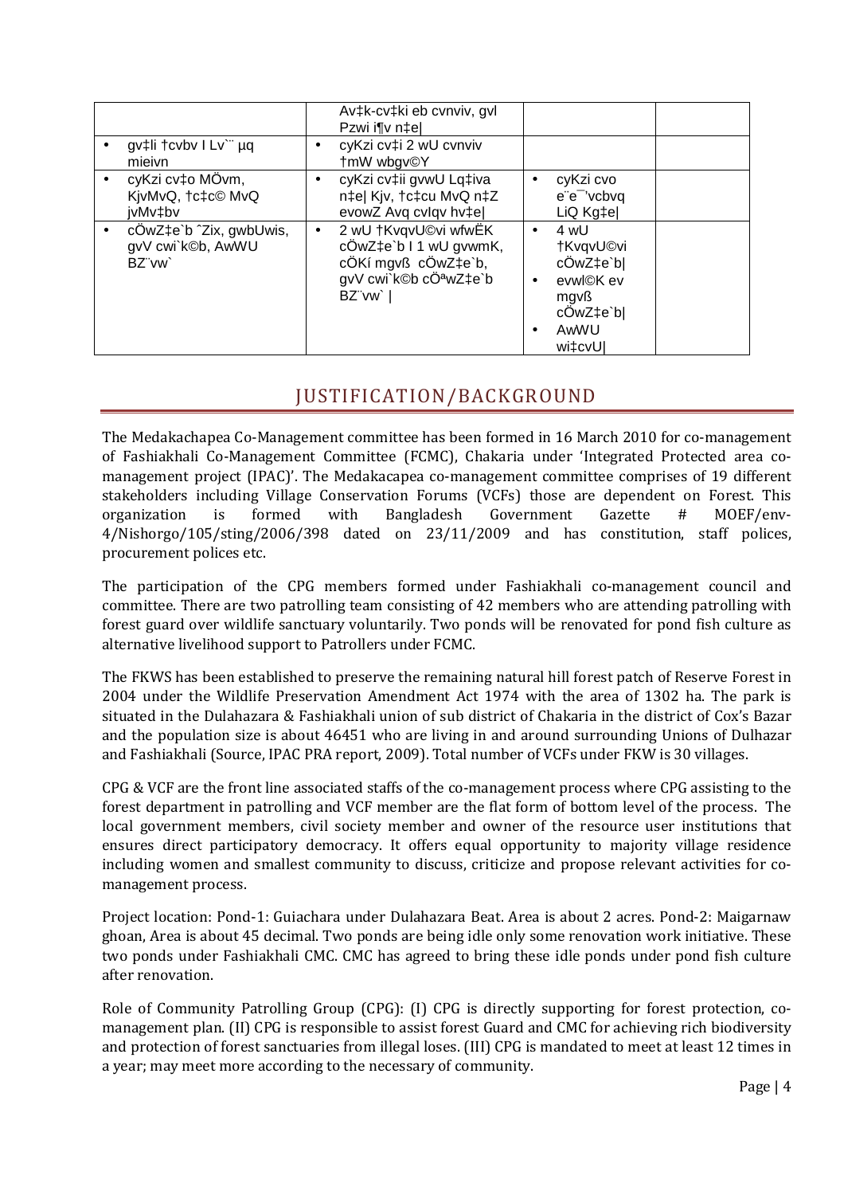| | | | |
|---|---|---|---|
| | Av‡k-cv‡ki eb cvnviv, gvl Pzwi i¶v n‡e\| | | |
| • gv‡li †cvbv I Lv`¨ µq mieivn | • cyKzi cv‡i 2 wU cvnviv †mW wbgv©Y | | |
| • cyKzi cv‡o MÖvm, KjvMvQ, †c‡c© MvQ jvMv‡bv | • cyKzi cv‡ii gvwU Lq‡iva n‡e\| Kjv, †c‡cu MvQ n‡Z evowZ Avq cvIqv hv‡e\| | • cyKzi cvo e¨e¯'vcbvq LiQ Kg‡e\| | |
| • cÖwZ‡e`b ˆZix, gwbUwis, gvV cwi`k©b, AwWU BZ¨vw` | • 2 wU †KvqvU©vi wfwËK cÖwZ‡e`b I 1 wU gvwmK, cÖKí mgvß cÖwZ‡e`b, gvV cwi`k©b cÖªwZ‡e`b BZ¨vw` \| | • 4 wU †KvqvU©vi cÖwZ‡e`b\| • evwl©K ev mgvß cÖwZ‡e`b\| • AwWU wi‡cvU\| | |

## JUSTIFICATION/BACKGROUND

The Medakachapea Co-Management committee has been formed in 16 March 2010 for co-management of Fashiakhali Co-Management Committee (FCMC), Chakaria under 'Integrated Protected area co-management project (IPAC)'. The Medakacapea co-management committee comprises of 19 different stakeholders including Village Conservation Forums (VCFs) those are dependent on Forest. This organization is formed with Bangladesh Government Gazette # MOEF/env-4/Nishorgo/105/sting/2006/398 dated on 23/11/2009 and has constitution, staff polices, procurement polices etc.

The participation of the CPG members formed under Fashiakhali co-management council and committee. There are two patrolling team consisting of 42 members who are attending patrolling with forest guard over wildlife sanctuary voluntarily. Two ponds will be renovated for pond fish culture as alternative livelihood support to Patrollers under FCMC.

The FKWS has been established to preserve the remaining natural hill forest patch of Reserve Forest in 2004 under the Wildlife Preservation Amendment Act 1974 with the area of 1302 ha. The park is situated in the Dulahazara & Fashiakhali union of sub district of Chakaria in the district of Cox's Bazar and the population size is about 46451 who are living in and around surrounding Unions of Dulhazar and Fashiakhali (Source, IPAC PRA report, 2009). Total number of VCFs under FKW is 30 villages.

CPG & VCF are the front line associated staffs of the co-management process where CPG assisting to the forest department in patrolling and VCF member are the flat form of bottom level of the process. The local government members, civil society member and owner of the resource user institutions that ensures direct participatory democracy. It offers equal opportunity to majority village residence including women and smallest community to discuss, criticize and propose relevant activities for co-management process.

Project location: Pond-1: Guiachara under Dulahazara Beat. Area is about 2 acres. Pond-2: Maigarnaw ghoan, Area is about 45 decimal. Two ponds are being idle only some renovation work initiative. These two ponds under Fashiakhali CMC. CMC has agreed to bring these idle ponds under pond fish culture after renovation.

Role of Community Patrolling Group (CPG): (I) CPG is directly supporting for forest protection, co-management plan. (II) CPG is responsible to assist forest Guard and CMC for achieving rich biodiversity and protection of forest sanctuaries from illegal loses. (III) CPG is mandated to meet at least 12 times in a year; may meet more according to the necessary of community.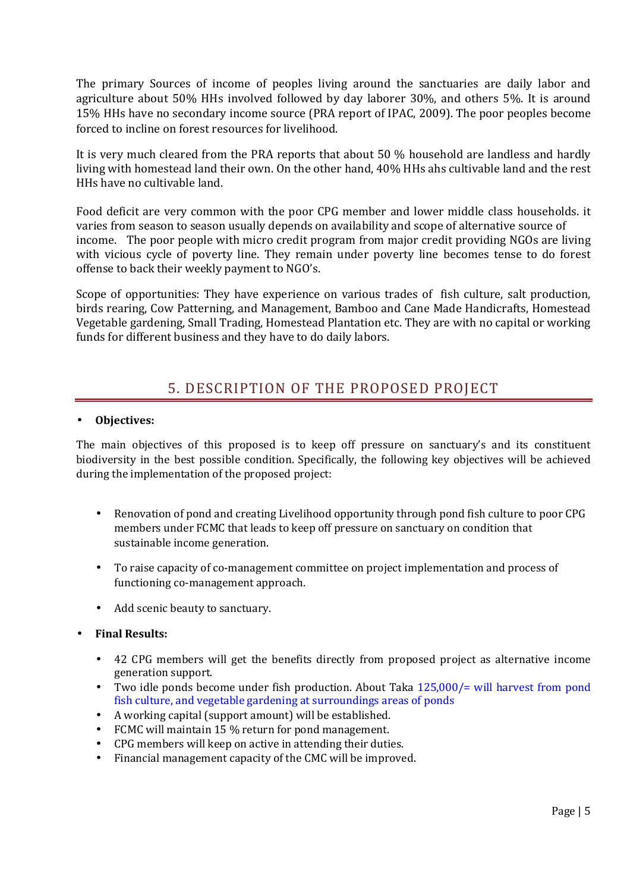The primary Sources of income of peoples living around the sanctuaries are daily labor and agriculture about 50% HHs involved followed by day laborer 30%, and others 5%. It is around 15% HHs have no secondary income source (PRA report of IPAC, 2009). The poor peoples become forced to incline on forest resources for livelihood.

It is very much cleared from the PRA reports that about 50 % household are landless and hardly living with homestead land their own. On the other hand, 40% HHs ahs cultivable land and the rest HHs have no cultivable land.

Food deficit are very common with the poor CPG member and lower middle class households. it varies from season to season usually depends on availability and scope of alternative source of income. The poor people with micro credit program from major credit providing NGOs are living with vicious cycle of poverty line. They remain under poverty line becomes tense to do forest offense to back their weekly payment to NGO's.

Scope of opportunities: They have experience on various trades of fish culture, salt production, birds rearing, Cow Patterning, and Management, Bamboo and Cane Made Handicrafts, Homestead Vegetable gardening, Small Trading, Homestead Plantation etc. They are with no capital or working funds for different business and they have to do daily labors.

## 5. DESCRIPTION OF THE PROPOSED PROJECT

- **Objectives:**

The main objectives of this proposed is to keep off pressure on sanctuary's and its constituent biodiversity in the best possible condition. Specifically, the following key objectives will be achieved during the implementation of the proposed project:

- Renovation of pond and creating Livelihood opportunity through pond fish culture to poor CPG members under FCMC that leads to keep off pressure on sanctuary on condition that sustainable income generation.
- To raise capacity of co-management committee on project implementation and process of functioning co-management approach.
- Add scenic beauty to sanctuary.

- **Final Results:**
  - 42 CPG members will get the benefits directly from proposed project as alternative income generation support.
  - Two idle ponds become under fish production. About Taka 125,000/= will harvest from pond fish culture, and vegetable gardening at surroundings areas of ponds
  - A working capital (support amount) will be established.
  - FCMC will maintain 15 % return for pond management.
  - CPG members will keep on active in attending their duties.
  - Financial management capacity of the CMC will be improved.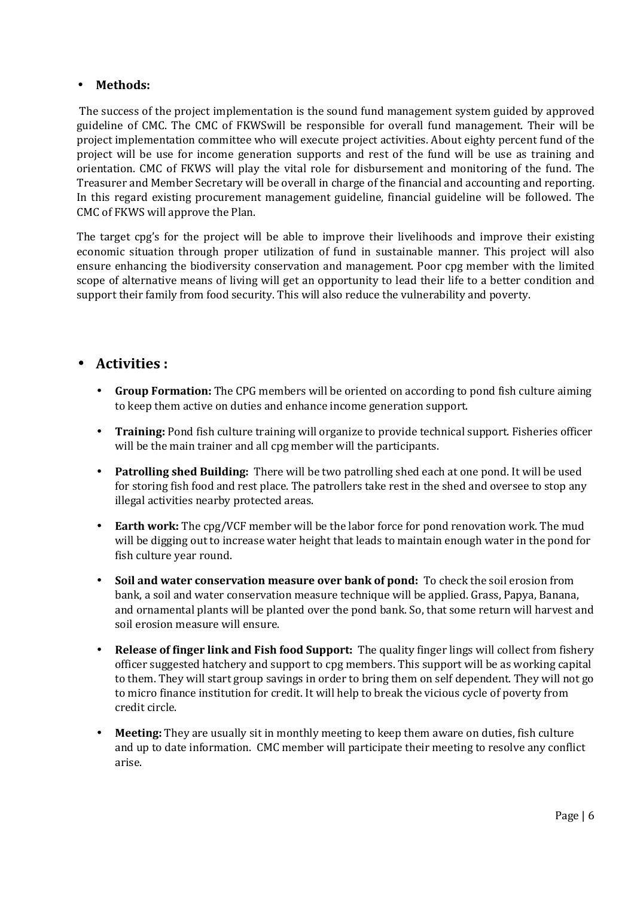- **Methods:**

The success of the project implementation is the sound fund management system guided by approved guideline of CMC. The CMC of FKWSwill be responsible for overall fund management. Their will be project implementation committee who will execute project activities. About eighty percent fund of the project will be use for income generation supports and rest of the fund will be use as training and orientation. CMC of FKWS will play the vital role for disbursement and monitoring of the fund. The Treasurer and Member Secretary will be overall in charge of the financial and accounting and reporting. In this regard existing procurement management guideline, financial guideline will be followed. The CMC of FKWS will approve the Plan.

The target cpg's for the project will be able to improve their livelihoods and improve their existing economic situation through proper utilization of fund in sustainable manner. This project will also ensure enhancing the biodiversity conservation and management. Poor cpg member with the limited scope of alternative means of living will get an opportunity to lead their life to a better condition and support their family from food security. This will also reduce the vulnerability and poverty.

- **Activities :**

  - **Group Formation:** The CPG members will be oriented on according to pond fish culture aiming to keep them active on duties and enhance income generation support.
  - **Training:** Pond fish culture training will organize to provide technical support. Fisheries officer will be the main trainer and all cpg member will the participants.
  - **Patrolling shed Building:** There will be two patrolling shed each at one pond. It will be used for storing fish food and rest place. The patrollers take rest in the shed and oversee to stop any illegal activities nearby protected areas.
  - **Earth work:** The cpg/VCF member will be the labor force for pond renovation work. The mud will be digging out to increase water height that leads to maintain enough water in the pond for fish culture year round.
  - **Soil and water conservation measure over bank of pond:** To check the soil erosion from bank, a soil and water conservation measure technique will be applied. Grass, Papya, Banana, and ornamental plants will be planted over the pond bank. So, that some return will harvest and soil erosion measure will ensure.
  - **Release of finger link and Fish food Support:** The quality finger lings will collect from fishery officer suggested hatchery and support to cpg members. This support will be as working capital to them. They will start group savings in order to bring them on self dependent. They will not go to micro finance institution for credit. It will help to break the vicious cycle of poverty from credit circle.
  - **Meeting:** They are usually sit in monthly meeting to keep them aware on duties, fish culture and up to date information. CMC member will participate their meeting to resolve any conflict arise.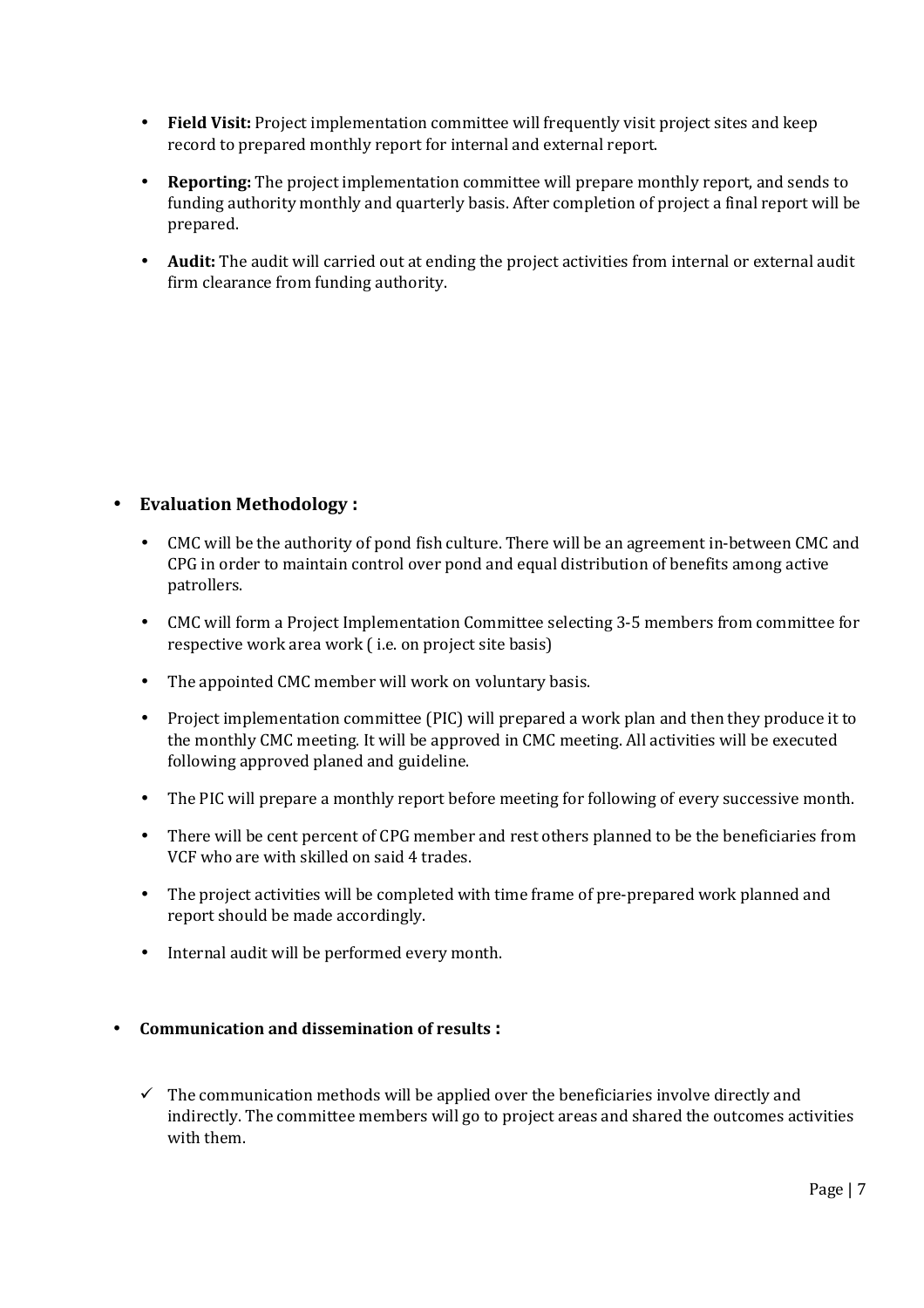- **Field Visit:** Project implementation committee will frequently visit project sites and keep record to prepared monthly report for internal and external report.
- **Reporting:** The project implementation committee will prepare monthly report, and sends to funding authority monthly and quarterly basis. After completion of project a final report will be prepared.
- **Audit:** The audit will carried out at ending the project activities from internal or external audit firm clearance from funding authority.

- **Evaluation Methodology :**
  - CMC will be the authority of pond fish culture. There will be an agreement in-between CMC and CPG in order to maintain control over pond and equal distribution of benefits among active patrollers.
  - CMC will form a Project Implementation Committee selecting 3-5 members from committee for respective work area work ( i.e. on project site basis)
  - The appointed CMC member will work on voluntary basis.
  - Project implementation committee (PIC) will prepared a work plan and then they produce it to the monthly CMC meeting. It will be approved in CMC meeting. All activities will be executed following approved planed and guideline.
  - The PIC will prepare a monthly report before meeting for following of every successive month.
  - There will be cent percent of CPG member and rest others planned to be the beneficiaries from VCF who are with skilled on said 4 trades.
  - The project activities will be completed with time frame of pre-prepared work planned and report should be made accordingly.
  - Internal audit will be performed every month.

- **Communication and dissemination of results :**
  - ✓ The communication methods will be applied over the beneficiaries involve directly and indirectly. The committee members will go to project areas and shared the outcomes activities with them.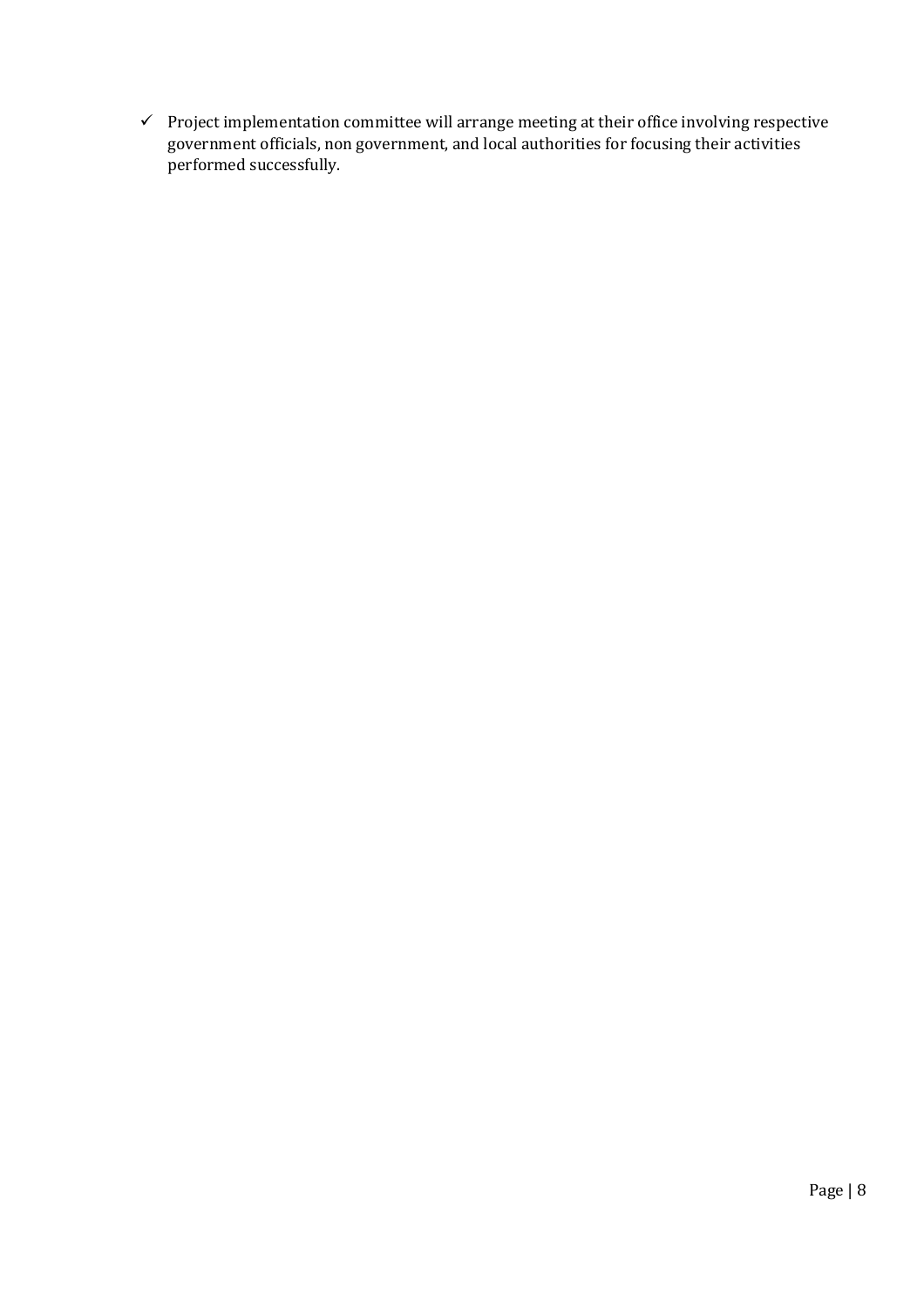- ✓ Project implementation committee will arrange meeting at their office involving respective government officials, non government, and local authorities for focusing their activities performed successfully.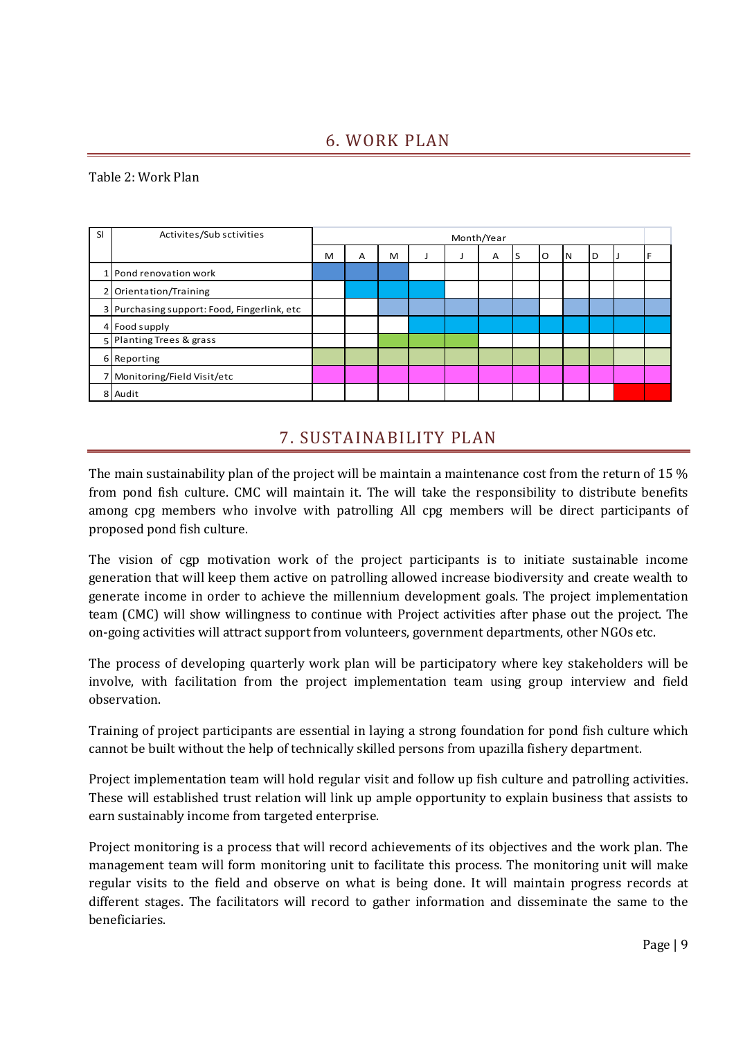## 6. WORK PLAN

Table 2: Work Plan

| Sl | Activites/Sub sctivities | Month/Year | | | | | | | | | | | |
|---|---|---|---|---|---|---|---|---|---|---|---|---|---|
| | | M | A | M | J | J | A | S | O | N | D | J | F |
| 1 | Pond renovation work | X | X | X | | | | | | | | | |
| 2 | Orientation/Training | | X | X | X | | | | | | | | |
| 3 | Purchasing support: Food, Fingerlink, etc | | | X | X | X | X | X | | X | X | X | X |
| 4 | Food supply | | | | X | X | X | X | X | X | X | X | X |
| 5 | Planting Trees & grass | | | X | X | X | | | | | | | |
| 6 | Reporting | X | X | X | X | X | X | X | X | X | X | X | X |
| 7 | Monitoring/Field Visit/etc | X | X | X | X | X | X | X | X | X | X | X | X |
| 8 | Audit | | | | | | | | | | | X | X |

## 7. SUSTAINABILITY PLAN

The main sustainability plan of the project will be maintain a maintenance cost from the return of 15 % from pond fish culture. CMC will maintain it. The will take the responsibility to distribute benefits among cpg members who involve with patrolling All cpg members will be direct participants of proposed pond fish culture.

The vision of cgp motivation work of the project participants is to initiate sustainable income generation that will keep them active on patrolling allowed increase biodiversity and create wealth to generate income in order to achieve the millennium development goals. The project implementation team (CMC) will show willingness to continue with Project activities after phase out the project. The on-going activities will attract support from volunteers, government departments, other NGOs etc.

The process of developing quarterly work plan will be participatory where key stakeholders will be involve, with facilitation from the project implementation team using group interview and field observation.

Training of project participants are essential in laying a strong foundation for pond fish culture which cannot be built without the help of technically skilled persons from upazilla fishery department.

Project implementation team will hold regular visit and follow up fish culture and patrolling activities. These will established trust relation will link up ample opportunity to explain business that assists to earn sustainably income from targeted enterprise.

Project monitoring is a process that will record achievements of its objectives and the work plan. The management team will form monitoring unit to facilitate this process. The monitoring unit will make regular visits to the field and observe on what is being done. It will maintain progress records at different stages. The facilitators will record to gather information and disseminate the same to the beneficiaries.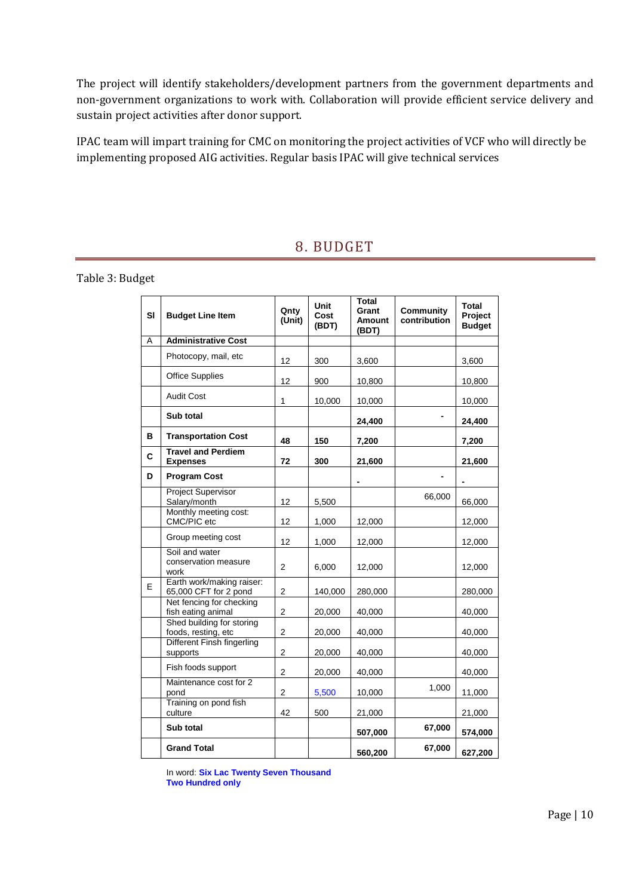The project will identify stakeholders/development partners from the government departments and non-government organizations to work with. Collaboration will provide efficient service delivery and sustain project activities after donor support.

IPAC team will impart training for CMC on monitoring the project activities of VCF who will directly be implementing proposed AIG activities. Regular basis IPAC will give technical services

# 8. BUDGET

Table 3: Budget

| Sl | Budget Line Item | Qnty (Unit) | Unit Cost (BDT) | Total Grant Amount (BDT) | Community contribution | Total Project Budget |
|---|---|---|---|---|---|---|
| A | **Administrative Cost** | | | | | |
| | Photocopy, mail, etc | 12 | 300 | 3,600 | | 3,600 |
| | Office Supplies | 12 | 900 | 10,800 | | 10,800 |
| | Audit Cost | 1 | 10,000 | 10,000 | | 10,000 |
| | **Sub total** | | | **24,400** | **-** | **24,400** |
| **B** | **Transportation Cost** | **48** | **150** | **7,200** | | **7,200** |
| **C** | **Travel and Perdiem Expenses** | **72** | **300** | **21,600** | | **21,600** |
| **D** | **Program Cost** | | | **-** | **-** | **-** |
| | Project Supervisor Salary/month | 12 | 5,500 | | 66,000 | 66,000 |
| | Monthly meeting cost: CMC/PIC etc | 12 | 1,000 | 12,000 | | 12,000 |
| | Group meeting cost | 12 | 1,000 | 12,000 | | 12,000 |
| | Soil and water conservation measure work | 2 | 6,000 | 12,000 | | 12,000 |
| E | Earth work/making raiser: 65,000 CFT for 2 pond | 2 | 140,000 | 280,000 | | 280,000 |
| | Net fencing for checking fish eating animal | 2 | 20,000 | 40,000 | | 40,000 |
| | Shed building for storing foods, resting, etc | 2 | 20,000 | 40,000 | | 40,000 |
| | Different Finsh fingerling supports | 2 | 20,000 | 40,000 | | 40,000 |
| | Fish foods support | 2 | 20,000 | 40,000 | | 40,000 |
| | Maintenance cost for 2 pond | 2 | 5,500 | 10,000 | 1,000 | 11,000 |
| | Training on pond fish culture | 42 | 500 | 21,000 | | 21,000 |
| | **Sub total** | | | **507,000** | **67,000** | **574,000** |
| | **Grand Total** | | | **560,200** | **67,000** | **627,200** |

In word: **Six Lac Twenty Seven Thousand Two Hundred only**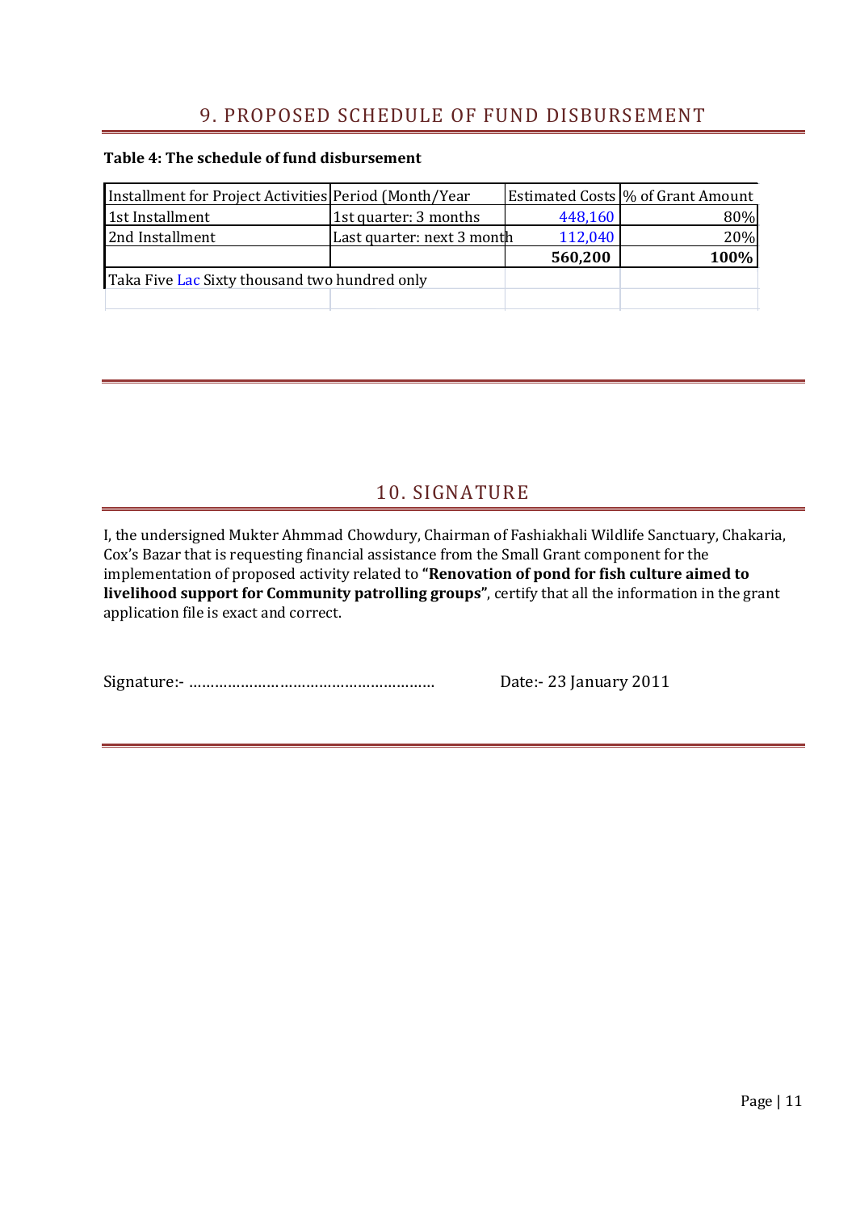## 9. PROPOSED SCHEDULE OF FUND DISBURSEMENT

**Table 4: The schedule of fund disbursement**

| Installment for Project Activities | Period (Month/Year | Estimated Costs | % of Grant Amount |
|---|---|---|---|
| 1st Installment | 1st quarter: 3 months | 448,160 | 80% |
| 2nd Installment | Last quarter: next 3 month | 112,040 | 20% |
| | | **560,200** | **100%** |
| Taka Five Lac Sixty thousand two hundred only | | | |

## 10. SIGNATURE

I, the undersigned Mukter Ahmmad Chowdury, Chairman of Fashiakhali Wildlife Sanctuary, Chakaria, Cox's Bazar that is requesting financial assistance from the Small Grant component for the implementation of proposed activity related to **"Renovation of pond for fish culture aimed to livelihood support for Community patrolling groups"**, certify that all the information in the grant application file is exact and correct.

Signature:- ………………………………………………… Date:- 23 January 2011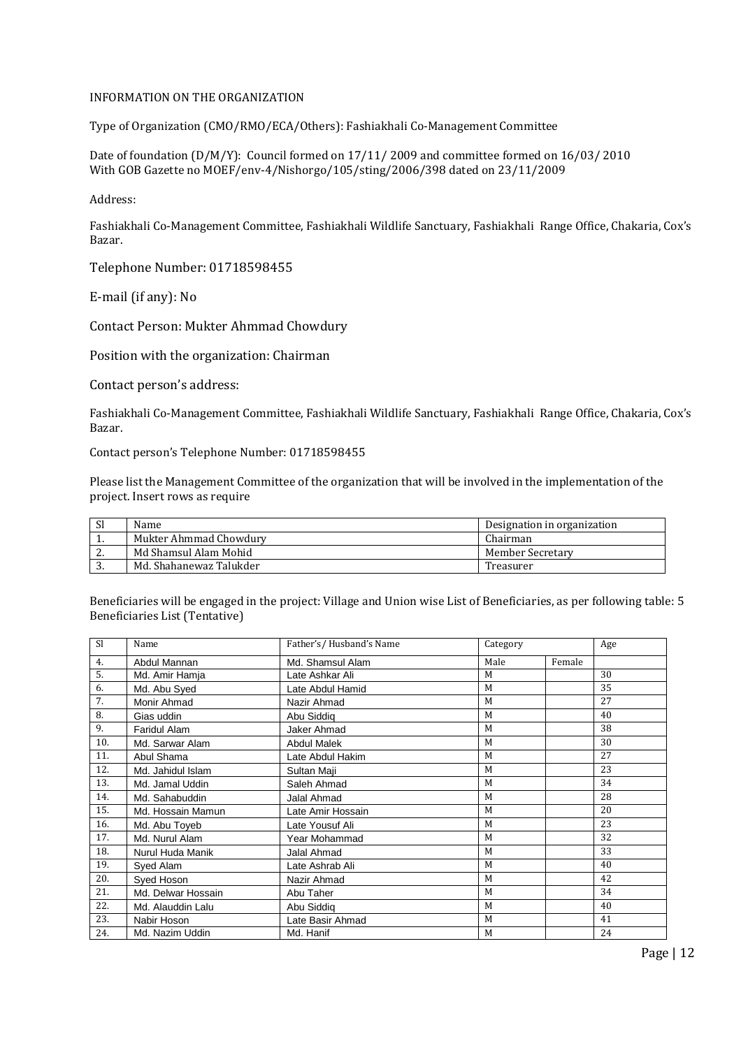INFORMATION ON THE ORGANIZATION

Type of Organization (CMO/RMO/ECA/Others): Fashiakhali Co-Management Committee

Date of foundation (D/M/Y): Council formed on 17/11/ 2009 and committee formed on 16/03/ 2010
With GOB Gazette no MOEF/env-4/Nishorgo/105/sting/2006/398 dated on 23/11/2009

Address:

Fashiakhali Co-Management Committee, Fashiakhali Wildlife Sanctuary, Fashiakhali Range Office, Chakaria, Cox's Bazar.

Telephone Number: 01718598455

E-mail (if any): No

Contact Person: Mukter Ahmmad Chowdury

Position with the organization: Chairman

Contact person's address:

Fashiakhali Co-Management Committee, Fashiakhali Wildlife Sanctuary, Fashiakhali Range Office, Chakaria, Cox's Bazar.

Contact person's Telephone Number: 01718598455

Please list the Management Committee of the organization that will be involved in the implementation of the project. Insert rows as require

| Sl | Name | Designation in organization |
|---|---|---|
| 1. | Mukter Ahmmad Chowdury | Chairman |
| 2. | Md Shamsul Alam Mohid | Member Secretary |
| 3. | Md. Shahanewaz Talukder | Treasurer |

Beneficiaries will be engaged in the project: Village and Union wise List of Beneficiaries, as per following table: 5 Beneficiaries List (Tentative)

| Sl | Name | Father's / Husband's Name | Category | | Age |
|---|---|---|---|---|---|
| 4. | Abdul Mannan | Md. Shamsul Alam | Male | Female | |
| 5. | Md. Amir Hamja | Late Ashkar Ali | M | | 30 |
| 6. | Md. Abu Syed | Late Abdul Hamid | M | | 35 |
| 7. | Monir Ahmad | Nazir Ahmad | M | | 27 |
| 8. | Gias uddin | Abu Siddiq | M | | 40 |
| 9. | Faridul Alam | Jaker Ahmad | M | | 38 |
| 10. | Md. Sarwar Alam | Abdul Malek | M | | 30 |
| 11. | Abul Shama | Late Abdul Hakim | M | | 27 |
| 12. | Md. Jahidul Islam | Sultan Maji | M | | 23 |
| 13. | Md. Jamal Uddin | Saleh Ahmad | M | | 34 |
| 14. | Md. Sahabuddin | Jalal Ahmad | M | | 28 |
| 15. | Md. Hossain Mamun | Late Amir Hossain | M | | 20 |
| 16. | Md. Abu Toyeb | Late Yousuf Ali | M | | 23 |
| 17. | Md. Nurul Alam | Year Mohammad | M | | 32 |
| 18. | Nurul Huda Manik | Jalal Ahmad | M | | 33 |
| 19. | Syed Alam | Late Ashrab Ali | M | | 40 |
| 20. | Syed Hoson | Nazir Ahmad | M | | 42 |
| 21. | Md. Delwar Hossain | Abu Taher | M | | 34 |
| 22. | Md. Alauddin Lalu | Abu Siddiq | M | | 40 |
| 23. | Nabir Hoson | Late Basir Ahmad | M | | 41 |
| 24. | Md. Nazim Uddin | Md. Hanif | M | | 24 |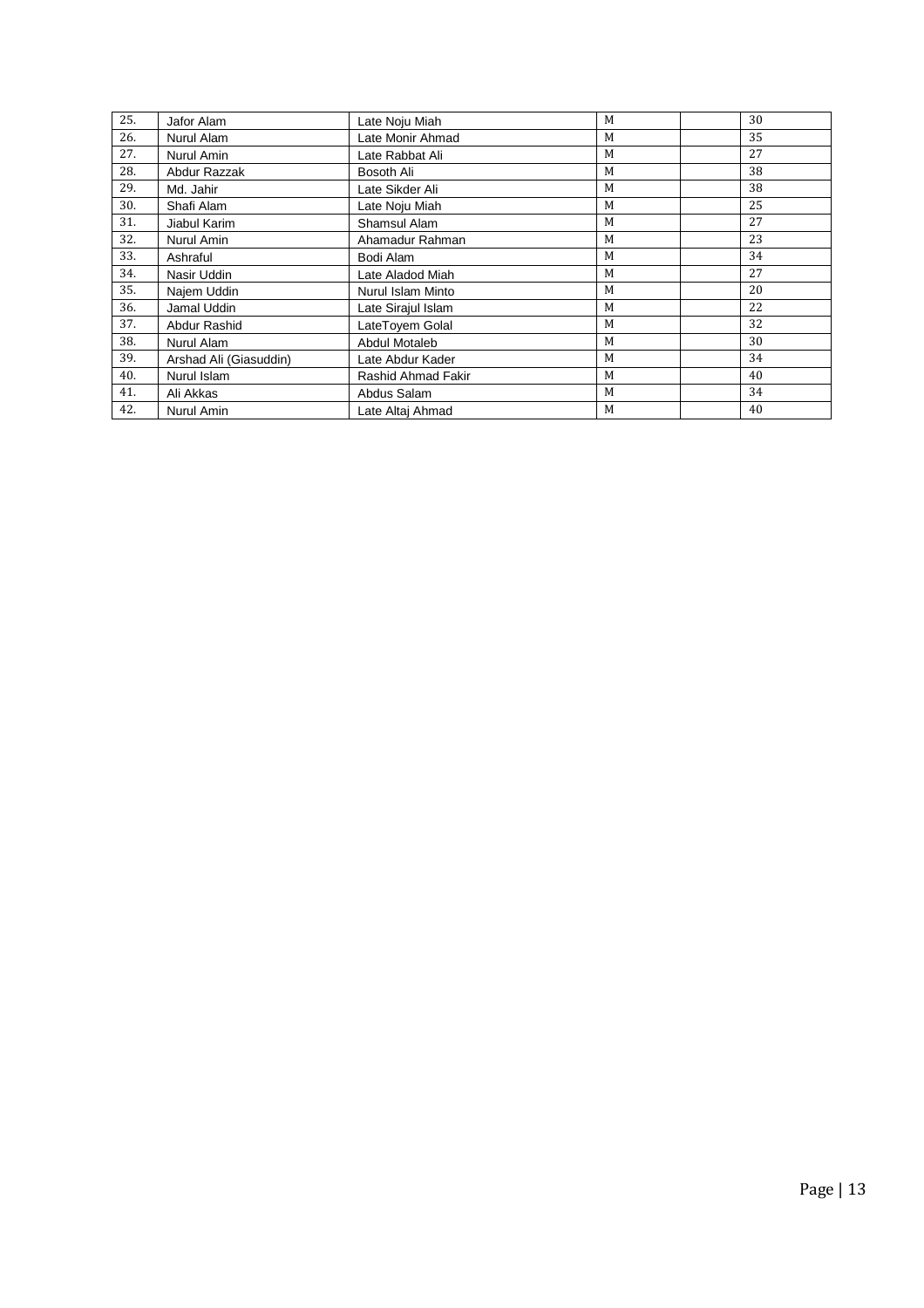| 25. | Jafor Alam | Late Noju Miah | M | | 30 |
|---|---|---|---|---|---|
| 26. | Nurul Alam | Late Monir Ahmad | M | | 35 |
| 27. | Nurul Amin | Late Rabbat Ali | M | | 27 |
| 28. | Abdur Razzak | Bosoth Ali | M | | 38 |
| 29. | Md. Jahir | Late Sikder Ali | M | | 38 |
| 30. | Shafi Alam | Late Noju Miah | M | | 25 |
| 31. | Jiabul Karim | Shamsul Alam | M | | 27 |
| 32. | Nurul Amin | Ahamadur Rahman | M | | 23 |
| 33. | Ashraful | Bodi Alam | M | | 34 |
| 34. | Nasir Uddin | Late Aladod Miah | M | | 27 |
| 35. | Najem Uddin | Nurul Islam Minto | M | | 20 |
| 36. | Jamal Uddin | Late Sirajul Islam | M | | 22 |
| 37. | Abdur Rashid | LateToyem Golal | M | | 32 |
| 38. | Nurul Alam | Abdul Motaleb | M | | 30 |
| 39. | Arshad Ali (Giasuddin) | Late Abdur Kader | M | | 34 |
| 40. | Nurul Islam | Rashid Ahmad Fakir | M | | 40 |
| 41. | Ali Akkas | Abdus Salam | M | | 34 |
| 42. | Nurul Amin | Late Altaj Ahmad | M | | 40 |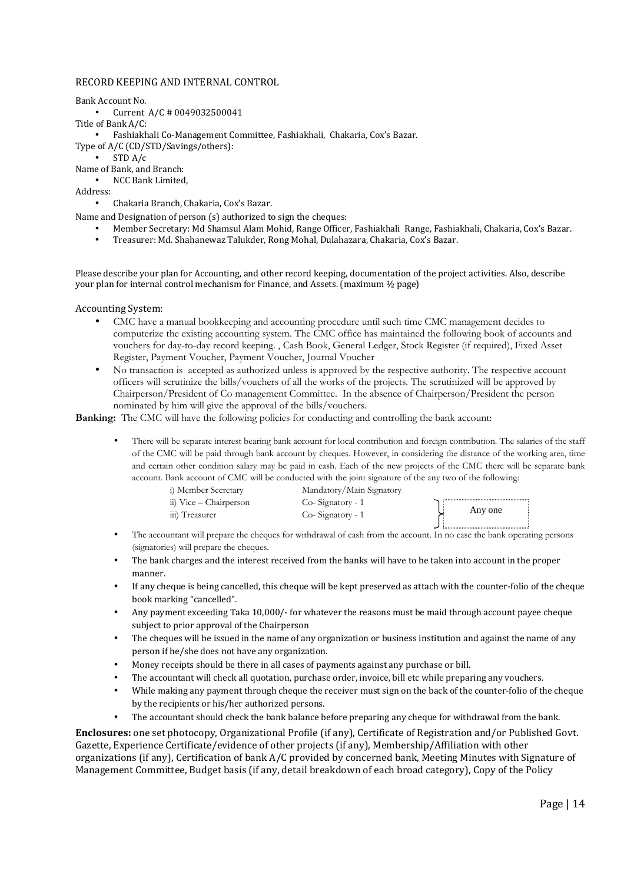RECORD KEEPING AND INTERNAL CONTROL

Bank Account No.

- Current A/C # 0049032500041

Title of Bank A/C:

- Fashiakhali Co-Management Committee, Fashiakhali, Chakaria, Cox's Bazar.

Type of A/C (CD/STD/Savings/others):

- STD A/c

Name of Bank, and Branch:

- NCC Bank Limited,

Address:

- Chakaria Branch, Chakaria, Cox's Bazar.

Name and Designation of person (s) authorized to sign the cheques:

- Member Secretary: Md Shamsul Alam Mohid, Range Officer, Fashiakhali Range, Fashiakhali, Chakaria, Cox's Bazar.
- Treasurer: Md. Shahanewaz Talukder, Rong Mohal, Dulahazara, Chakaria, Cox's Bazar.

Please describe your plan for Accounting, and other record keeping, documentation of the project activities. Also, describe your plan for internal control mechanism for Finance, and Assets. (maximum ½ page)

Accounting System:

- CMC have a manual bookkeeping and accounting procedure until such time CMC management decides to computerize the existing accounting system. The CMC office has maintained the following book of accounts and vouchers for day-to-day record keeping. , Cash Book, General Ledger, Stock Register (if required), Fixed Asset Register, Payment Voucher, Payment Voucher, Journal Voucher
- No transaction is accepted as authorized unless is approved by the respective authority. The respective account officers will scrutinize the bills/vouchers of all the works of the projects. The scrutinized will be approved by Chairperson/President of Co management Committee. In the absence of Chairperson/President the person nominated by him will give the approval of the bills/vouchers.

**Banking:** The CMC will have the following policies for conducting and controlling the bank account:

- There will be separate interest bearing bank account for local contribution and foreign contribution. The salaries of the staff of the CMC will be paid through bank account by cheques. However, in considering the distance of the working area, time and certain other condition salary may be paid in cash. Each of the new projects of the CMC there will be separate bank account. Bank account of CMC will be conducted with the joint signature of the any two of the following:

| | | |
|---|---|---|
| i) Member Secretary | Mandatory/Main Signatory | |
| ii) Vice – Chairperson | Co- Signatory - 1 | Any one |
| iii) Treasurer | Co- Signatory - 1 | |

- The accountant will prepare the cheques for withdrawal of cash from the account. In no case the bank operating persons (signatories) will prepare the cheques.
- The bank charges and the interest received from the banks will have to be taken into account in the proper manner.
- If any cheque is being cancelled, this cheque will be kept preserved as attach with the counter-folio of the cheque book marking "cancelled".
- Any payment exceeding Taka 10,000/- for whatever the reasons must be maid through account payee cheque subject to prior approval of the Chairperson
- The cheques will be issued in the name of any organization or business institution and against the name of any person if he/she does not have any organization.
- Money receipts should be there in all cases of payments against any purchase or bill.
- The accountant will check all quotation, purchase order, invoice, bill etc while preparing any vouchers.
- While making any payment through cheque the receiver must sign on the back of the counter-folio of the cheque by the recipients or his/her authorized persons.
- The accountant should check the bank balance before preparing any cheque for withdrawal from the bank.

**Enclosures:** one set photocopy, Organizational Profile (if any), Certificate of Registration and/or Published Govt. Gazette, Experience Certificate/evidence of other projects (if any), Membership/Affiliation with other organizations (if any), Certification of bank A/C provided by concerned bank, Meeting Minutes with Signature of Management Committee, Budget basis (if any, detail breakdown of each broad category), Copy of the Policy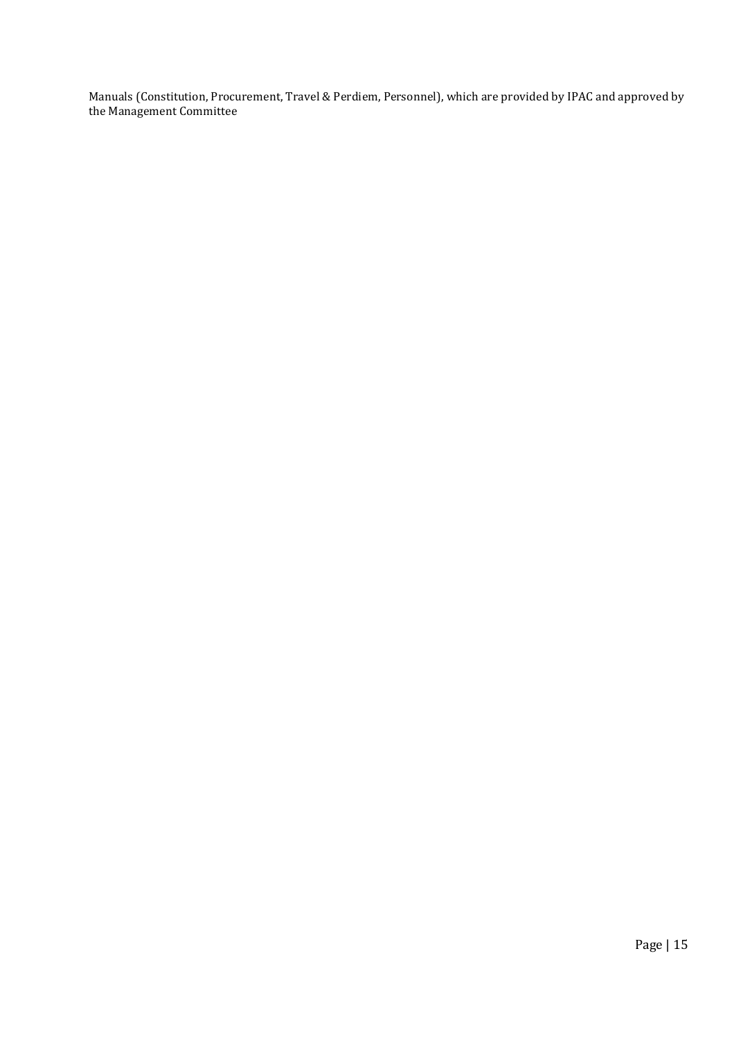Manuals (Constitution, Procurement, Travel & Perdiem, Personnel), which are provided by IPAC and approved by the Management Committee